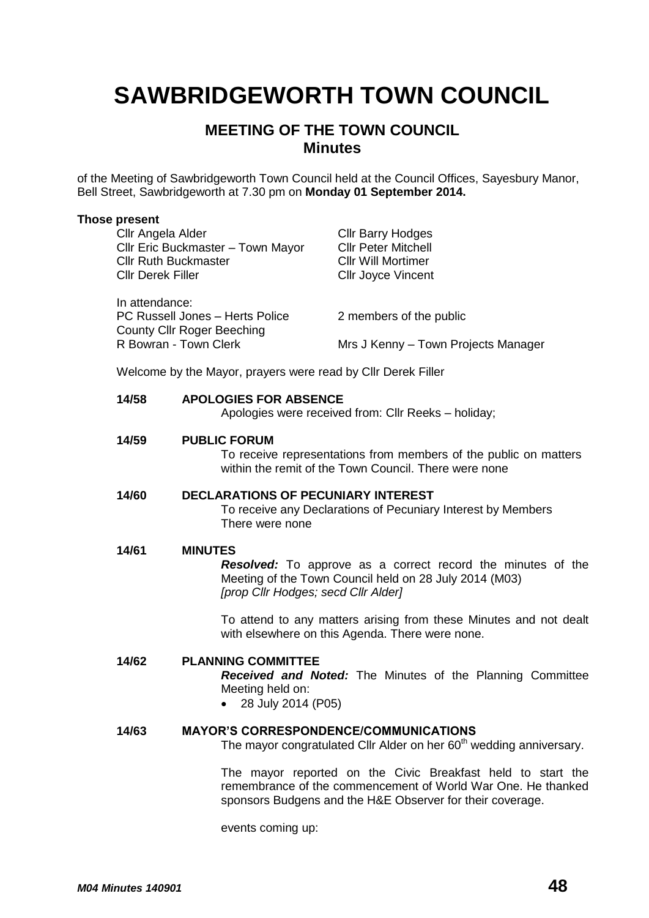# SAWBRIDGEWORTH TOWN COUNCIL

## MEETING OF THE TOWN COUNCIL
## Minutes

of the Meeting of Sawbridgeworth Town Council held at the Council Offices, Sayesbury Manor, Bell Street, Sawbridgeworth at 7.30 pm on **Monday 01 September 2014.**

**Those present**

| | |
|---|---|
| Cllr Angela Alder | Cllr Barry Hodges |
| Cllr Eric Buckmaster – Town Mayor | Cllr Peter Mitchell |
| Cllr Ruth Buckmaster | Cllr Will Mortimer |
| Cllr Derek Filler | Cllr Joyce Vincent |

In attendance:

| | |
|---|---|
| PC Russell Jones – Herts Police | 2 members of the public |
| County Cllr Roger Beeching | |
| R Bowran - Town Clerk | Mrs J Kenny – Town Projects Manager |

Welcome by the Mayor, prayers were read by Cllr Derek Filler

**14/58 APOLOGIES FOR ABSENCE**

Apologies were received from: Cllr Reeks – holiday;

**14/59 PUBLIC FORUM**

To receive representations from members of the public on matters within the remit of the Town Council. There were none

**14/60 DECLARATIONS OF PECUNIARY INTEREST**

To receive any Declarations of Pecuniary Interest by Members
There were none

**14/61 MINUTES**

***Resolved:*** To approve as a correct record the minutes of the Meeting of the Town Council held on 28 July 2014 (M03)
*[prop Cllr Hodges; secd Cllr Alder]*

To attend to any matters arising from these Minutes and not dealt with elsewhere on this Agenda. There were none.

**14/62 PLANNING COMMITTEE**

***Received and Noted:*** The Minutes of the Planning Committee Meeting held on:

- 28 July 2014 (P05)

**14/63 MAYOR'S CORRESPONDENCE/COMMUNICATIONS**

The mayor congratulated Cllr Alder on her 60th wedding anniversary.

The mayor reported on the Civic Breakfast held to start the remembrance of the commencement of World War One. He thanked sponsors Budgens and the H&E Observer for their coverage.

events coming up: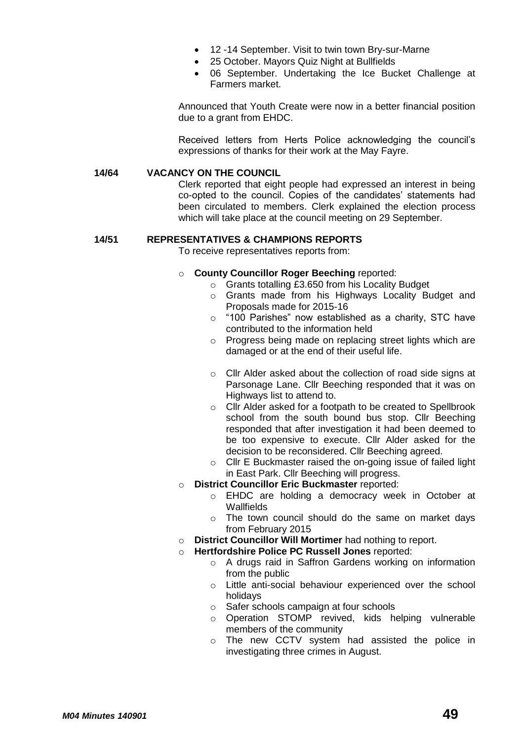- 12 -14 September. Visit to twin town Bry-sur-Marne
- 25 October. Mayors Quiz Night at Bullfields
- 06 September. Undertaking the Ice Bucket Challenge at Farmers market.

Announced that Youth Create were now in a better financial position due to a grant from EHDC.

Received letters from Herts Police acknowledging the council's expressions of thanks for their work at the May Fayre.

**14/64 VACANCY ON THE COUNCIL**

Clerk reported that eight people had expressed an interest in being co-opted to the council. Copies of the candidates' statements had been circulated to members. Clerk explained the election process which will take place at the council meeting on 29 September.

**14/51 REPRESENTATIVES & CHAMPIONS REPORTS**

To receive representatives reports from:

- **County Councillor Roger Beeching** reported:
  - Grants totalling £3.650 from his Locality Budget
  - Grants made from his Highways Locality Budget and Proposals made for 2015-16
  - "100 Parishes" now established as a charity, STC have contributed to the information held
  - Progress being made on replacing street lights which are damaged or at the end of their useful life.
  - Cllr Alder asked about the collection of road side signs at Parsonage Lane. Cllr Beeching responded that it was on Highways list to attend to.
  - Cllr Alder asked for a footpath to be created to Spellbrook school from the south bound bus stop. Cllr Beeching responded that after investigation it had been deemed to be too expensive to execute. Cllr Alder asked for the decision to be reconsidered. Cllr Beeching agreed.
  - Cllr E Buckmaster raised the on-going issue of failed light in East Park. Cllr Beeching will progress.
- **District Councillor Eric Buckmaster** reported:
  - EHDC are holding a democracy week in October at Wallfields
  - The town council should do the same on market days from February 2015
- **District Councillor Will Mortimer** had nothing to report.
- **Hertfordshire Police PC Russell Jones** reported:
  - A drugs raid in Saffron Gardens working on information from the public
  - Little anti-social behaviour experienced over the school holidays
  - Safer schools campaign at four schools
  - Operation STOMP revived, kids helping vulnerable members of the community
  - The new CCTV system had assisted the police in investigating three crimes in August.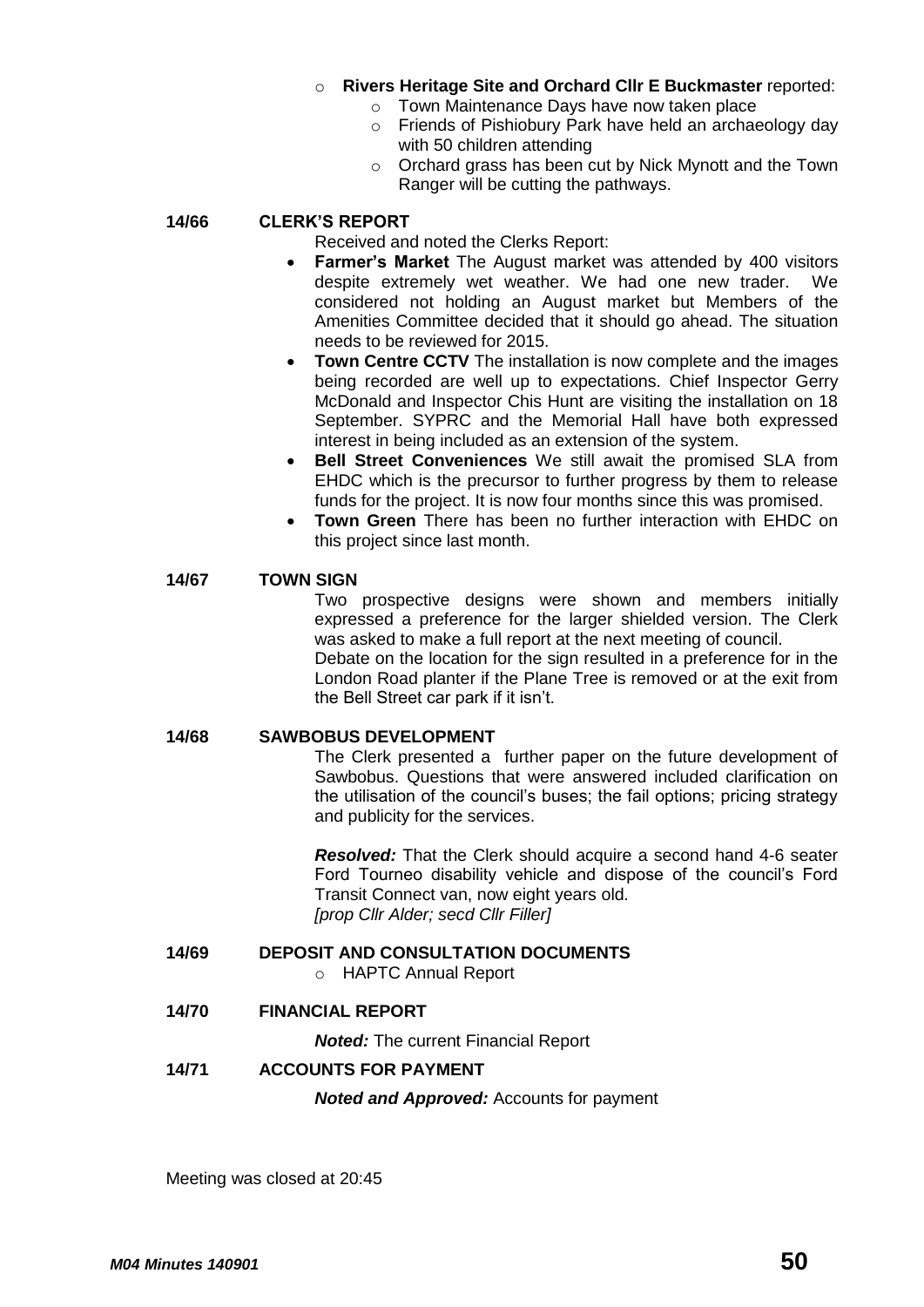- **Rivers Heritage Site and Orchard Cllr E Buckmaster** reported:
    - Town Maintenance Days have now taken place
    - Friends of Pishiobury Park have held an archaeology day with 50 children attending
    - Orchard grass has been cut by Nick Mynott and the Town Ranger will be cutting the pathways.

**14/66 CLERK'S REPORT**

Received and noted the Clerks Report:

- **Farmer's Market** The August market was attended by 400 visitors despite extremely wet weather. We had one new trader. We considered not holding an August market but Members of the Amenities Committee decided that it should go ahead. The situation needs to be reviewed for 2015.
- **Town Centre CCTV** The installation is now complete and the images being recorded are well up to expectations. Chief Inspector Gerry McDonald and Inspector Chis Hunt are visiting the installation on 18 September. SYPRC and the Memorial Hall have both expressed interest in being included as an extension of the system.
- **Bell Street Conveniences** We still await the promised SLA from EHDC which is the precursor to further progress by them to release funds for the project. It is now four months since this was promised.
- **Town Green** There has been no further interaction with EHDC on this project since last month.

**14/67 TOWN SIGN**

Two prospective designs were shown and members initially expressed a preference for the larger shielded version. The Clerk was asked to make a full report at the next meeting of council.
Debate on the location for the sign resulted in a preference for in the London Road planter if the Plane Tree is removed or at the exit from the Bell Street car park if it isn't.

**14/68 SAWBOBUS DEVELOPMENT**

The Clerk presented a further paper on the future development of Sawbobus. Questions that were answered included clarification on the utilisation of the council's buses; the fail options; pricing strategy and publicity for the services.

***Resolved:*** That the Clerk should acquire a second hand 4-6 seater Ford Tourneo disability vehicle and dispose of the council's Ford Transit Connect van, now eight years old.
*[prop Cllr Alder; secd Cllr Filler]*

**14/69 DEPOSIT AND CONSULTATION DOCUMENTS**

- HAPTC Annual Report

**14/70 FINANCIAL REPORT**

***Noted:*** The current Financial Report

**14/71 ACCOUNTS FOR PAYMENT**

***Noted and Approved:*** Accounts for payment

Meeting was closed at 20:45